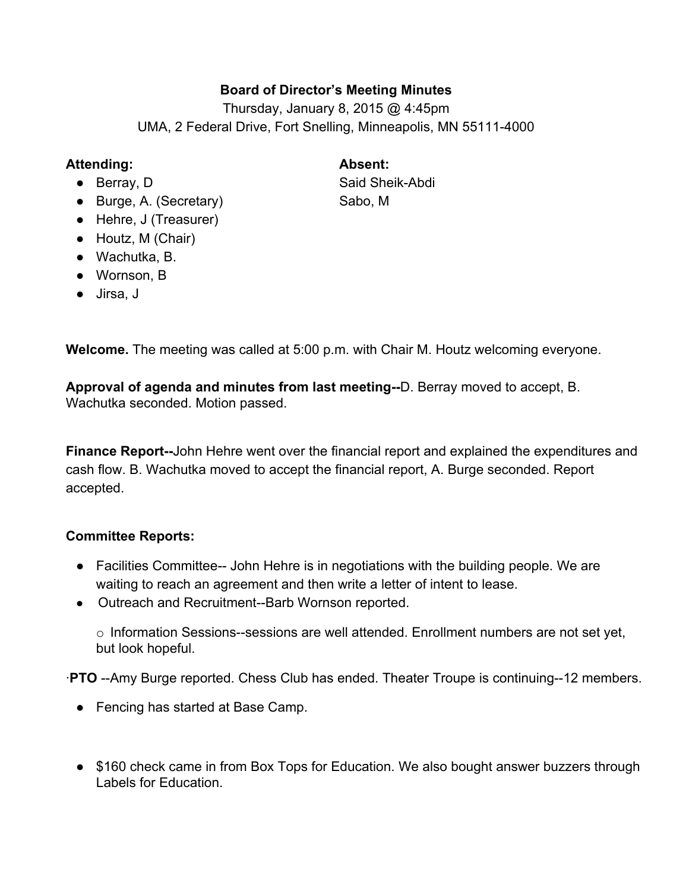**Board of Director's Meeting Minutes**

Thursday, January 8, 2015 @ 4:45pm

UMA, 2 Federal Drive, Fort Snelling, Minneapolis, MN 55111-4000

**Attending:**

- Berray, D
- Burge, A. (Secretary)
- Hehre, J (Treasurer)
- Houtz, M (Chair)
- Wachutka, B.
- Wornson, B
- Jirsa, J

**Absent:**

Said Sheik-Abdi

Sabo, M

**Welcome.** The meeting was called at 5:00 p.m. with Chair M. Houtz welcoming everyone.

**Approval of agenda and minutes from last meeting--**D. Berray moved to accept, B. Wachutka seconded. Motion passed.

**Finance Report--**John Hehre went over the financial report and explained the expenditures and cash flow. B. Wachutka moved to accept the financial report, A. Burge seconded. Report accepted.

**Committee Reports:**

- Facilities Committee-- John Hehre is in negotiations with the building people. We are waiting to reach an agreement and then write a letter of intent to lease.
- Outreach and Recruitment--Barb Wornson reported.
  - Information Sessions--sessions are well attended. Enrollment numbers are not set yet, but look hopeful.

·**PTO** --Amy Burge reported. Chess Club has ended. Theater Troupe is continuing--12 members.

- Fencing has started at Base Camp.

- $160 check came in from Box Tops for Education. We also bought answer buzzers through Labels for Education.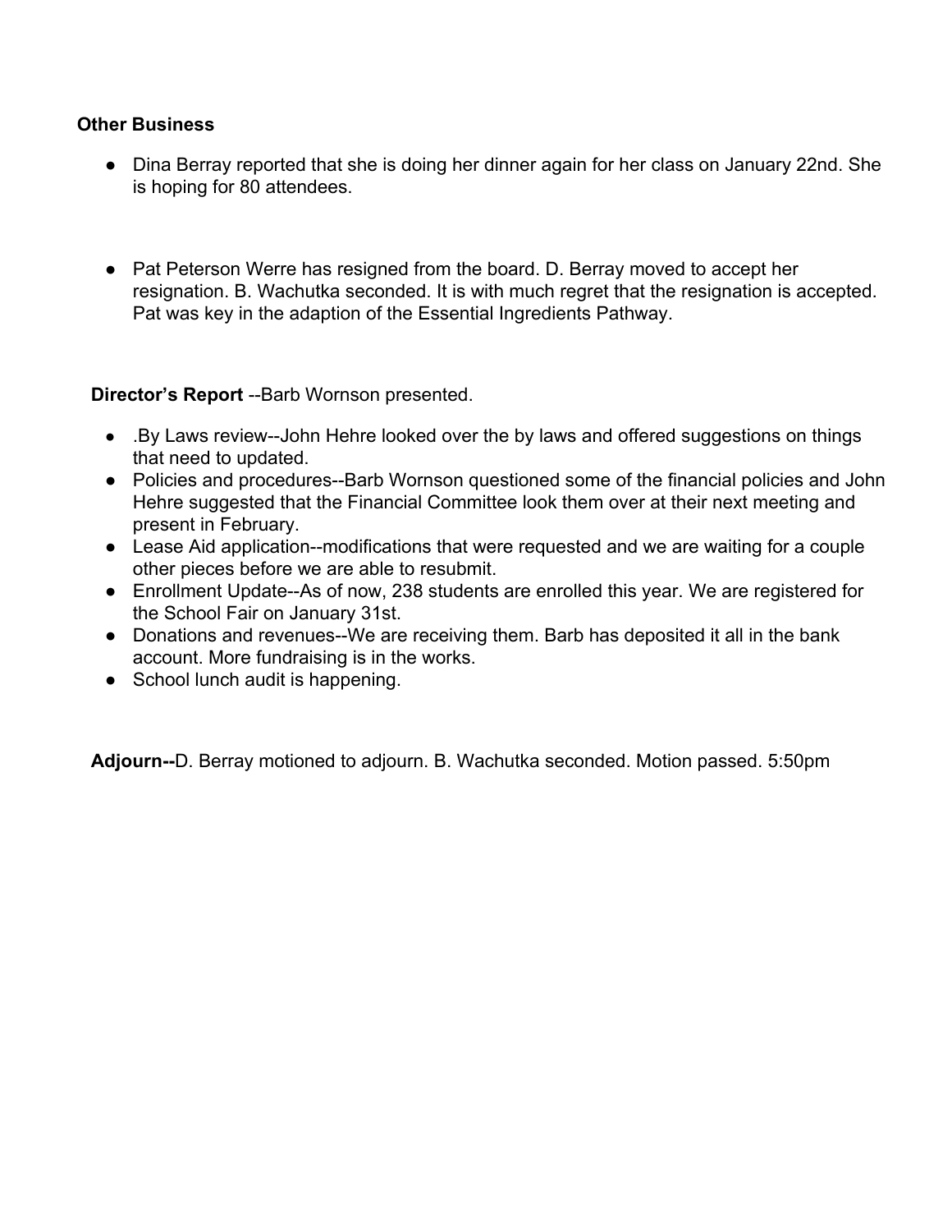**Other Business**

- Dina Berray reported that she is doing her dinner again for her class on January 22nd. She is hoping for 80 attendees.

- Pat Peterson Werre has resigned from the board. D. Berray moved to accept her resignation. B. Wachutka seconded. It is with much regret that the resignation is accepted. Pat was key in the adaption of the Essential Ingredients Pathway.

**Director's Report** --Barb Wornson presented.

- .By Laws review--John Hehre looked over the by laws and offered suggestions on things that need to updated.
- Policies and procedures--Barb Wornson questioned some of the financial policies and John Hehre suggested that the Financial Committee look them over at their next meeting and present in February.
- Lease Aid application--modifications that were requested and we are waiting for a couple other pieces before we are able to resubmit.
- Enrollment Update--As of now, 238 students are enrolled this year. We are registered for the School Fair on January 31st.
- Donations and revenues--We are receiving them. Barb has deposited it all in the bank account. More fundraising is in the works.
- School lunch audit is happening.

**Adjourn--**D. Berray motioned to adjourn. B. Wachutka seconded. Motion passed. 5:50pm